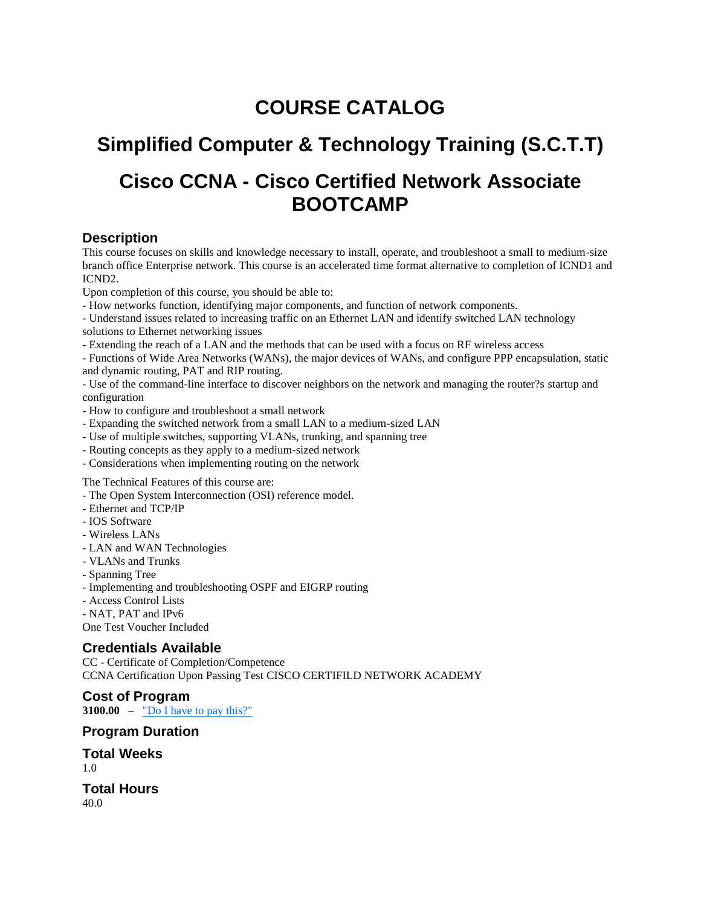# COURSE CATALOG

# Simplified Computer & Technology Training (S.C.T.T)

# Cisco CCNA - Cisco Certified Network Associate BOOTCAMP

## Description

This course focuses on skills and knowledge necessary to install, operate, and troubleshoot a small to medium-size branch office Enterprise network. This course is an accelerated time format alternative to completion of ICND1 and ICND2.

Upon completion of this course, you should be able to:

- How networks function, identifying major components, and function of network components.
- Understand issues related to increasing traffic on an Ethernet LAN and identify switched LAN technology solutions to Ethernet networking issues
- Extending the reach of a LAN and the methods that can be used with a focus on RF wireless access
- Functions of Wide Area Networks (WANs), the major devices of WANs, and configure PPP encapsulation, static and dynamic routing, PAT and RIP routing.
- Use of the command-line interface to discover neighbors on the network and managing the router?s startup and configuration
- How to configure and troubleshoot a small network
- Expanding the switched network from a small LAN to a medium-sized LAN
- Use of multiple switches, supporting VLANs, trunking, and spanning tree
- Routing concepts as they apply to a medium-sized network
- Considerations when implementing routing on the network

The Technical Features of this course are:

- The Open System Interconnection (OSI) reference model.
- Ethernet and TCP/IP
- IOS Software
- Wireless LANs
- LAN and WAN Technologies
- VLANs and Trunks
- Spanning Tree
- Implementing and troubleshooting OSPF and EIGRP routing
- Access Control Lists
- NAT, PAT and IPv6

One Test Voucher Included

## Credentials Available

CC - Certificate of Completion/Competence
CCNA Certification Upon Passing Test CISCO CERTIFILD NETWORK ACADEMY

## Cost of Program

**3100.00** – "Do I have to pay this?"

## Program Duration

## Total Weeks

1.0

## Total Hours

40.0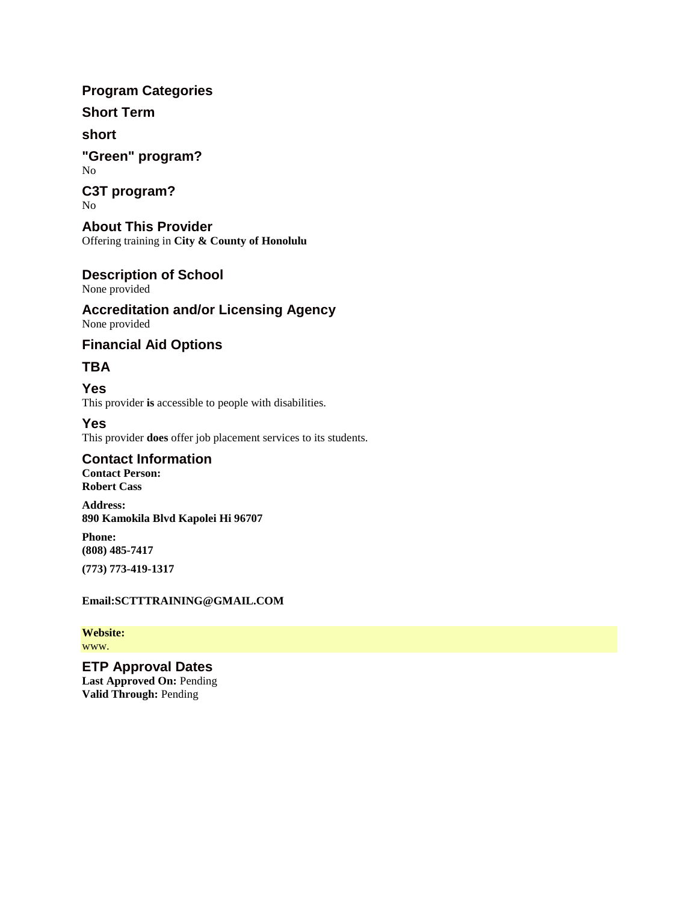### Program Categories

### Short Term

### short

### "Green" program?

No

### C3T program?

No

### About This Provider

Offering training in **City & County of Honolulu**

### Description of School

None provided

### Accreditation and/or Licensing Agency

None provided

### Financial Aid Options

### TBA

### Yes

This provider **is** accessible to people with disabilities.

### Yes

This provider **does** offer job placement services to its students.

### Contact Information

**Contact Person:**
**Robert Cass**

**Address:**
**890 Kamokila Blvd Kapolei Hi 96707**

**Phone:**
**(808) 485-7417**

**(773) 773-419-1317**

**Email:SCTTTRAINING@GMAIL.COM**

**Website:**
www.

### ETP Approval Dates

**Last Approved On:** Pending
**Valid Through:** Pending